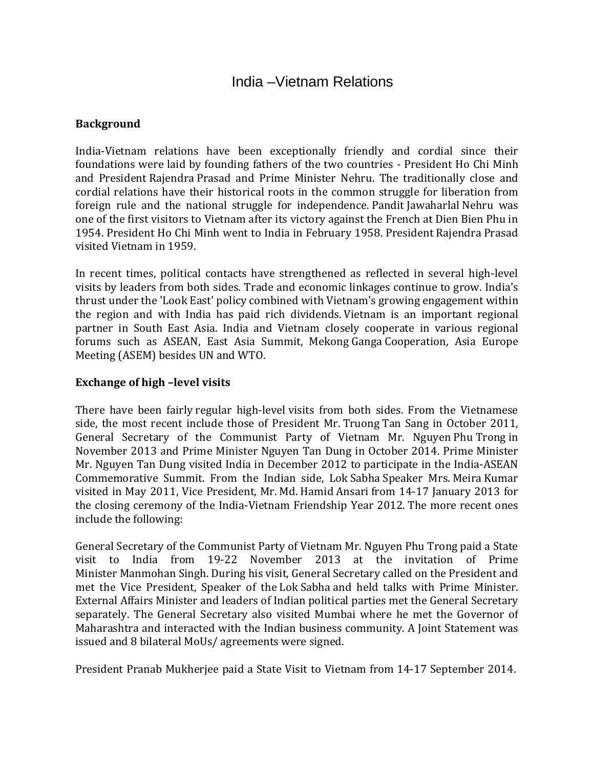# India –Vietnam Relations

## Background

India-Vietnam relations have been exceptionally friendly and cordial since their foundations were laid by founding fathers of the two countries - President Ho Chi Minh and President Rajendra Prasad and Prime Minister Nehru. The traditionally close and cordial relations have their historical roots in the common struggle for liberation from foreign rule and the national struggle for independence. Pandit Jawaharlal Nehru was one of the first visitors to Vietnam after its victory against the French at Dien Bien Phu in 1954. President Ho Chi Minh went to India in February 1958. President Rajendra Prasad visited Vietnam in 1959.

In recent times, political contacts have strengthened as reflected in several high-level visits by leaders from both sides. Trade and economic linkages continue to grow. India's thrust under the 'Look East' policy combined with Vietnam's growing engagement within the region and with India has paid rich dividends. Vietnam is an important regional partner in South East Asia. India and Vietnam closely cooperate in various regional forums such as ASEAN, East Asia Summit, Mekong Ganga Cooperation, Asia Europe Meeting (ASEM) besides UN and WTO.

## Exchange of high –level visits

There have been fairly regular high-level visits from both sides. From the Vietnamese side, the most recent include those of President Mr. Truong Tan Sang in October 2011, General Secretary of the Communist Party of Vietnam Mr. Nguyen Phu Trong in November 2013 and Prime Minister Nguyen Tan Dung in October 2014. Prime Minister Mr. Nguyen Tan Dung visited India in December 2012 to participate in the India-ASEAN Commemorative Summit. From the Indian side, Lok Sabha Speaker Mrs. Meira Kumar visited in May 2011, Vice President, Mr. Md. Hamid Ansari from 14-17 January 2013 for the closing ceremony of the India-Vietnam Friendship Year 2012. The more recent ones include the following:

General Secretary of the Communist Party of Vietnam Mr. Nguyen Phu Trong paid a State visit to India from 19-22 November 2013 at the invitation of Prime Minister Manmohan Singh. During his visit, General Secretary called on the President and met the Vice President, Speaker of the Lok Sabha and held talks with Prime Minister. External Affairs Minister and leaders of Indian political parties met the General Secretary separately. The General Secretary also visited Mumbai where he met the Governor of Maharashtra and interacted with the Indian business community. A Joint Statement was issued and 8 bilateral MoUs/ agreements were signed.

President Pranab Mukherjee paid a State Visit to Vietnam from 14-17 September 2014.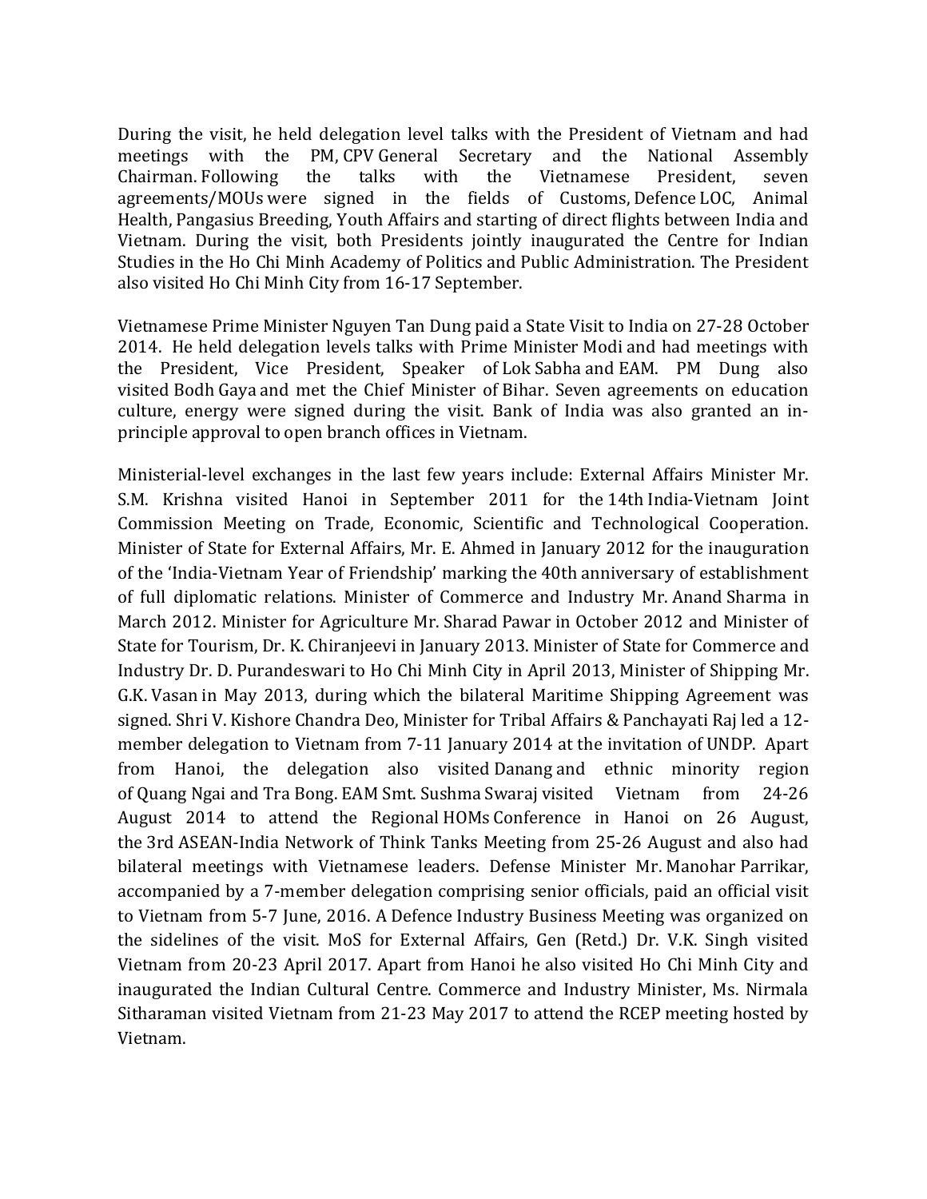During the visit, he held delegation level talks with the President of Vietnam and had meetings with the PM, CPV General Secretary and the National Assembly Chairman. Following the talks with the Vietnamese President, seven agreements/MOUs were signed in the fields of Customs, Defence LOC, Animal Health, Pangasius Breeding, Youth Affairs and starting of direct flights between India and Vietnam. During the visit, both Presidents jointly inaugurated the Centre for Indian Studies in the Ho Chi Minh Academy of Politics and Public Administration. The President also visited Ho Chi Minh City from 16-17 September.

Vietnamese Prime Minister Nguyen Tan Dung paid a State Visit to India on 27-28 October 2014. He held delegation levels talks with Prime Minister Modi and had meetings with the President, Vice President, Speaker of Lok Sabha and EAM. PM Dung also visited Bodh Gaya and met the Chief Minister of Bihar. Seven agreements on education culture, energy were signed during the visit. Bank of India was also granted an in-principle approval to open branch offices in Vietnam.

Ministerial-level exchanges in the last few years include: External Affairs Minister Mr. S.M. Krishna visited Hanoi in September 2011 for the 14th India-Vietnam Joint Commission Meeting on Trade, Economic, Scientific and Technological Cooperation. Minister of State for External Affairs, Mr. E. Ahmed in January 2012 for the inauguration of the 'India-Vietnam Year of Friendship' marking the 40th anniversary of establishment of full diplomatic relations. Minister of Commerce and Industry Mr. Anand Sharma in March 2012. Minister for Agriculture Mr. Sharad Pawar in October 2012 and Minister of State for Tourism, Dr. K. Chiranjeevi in January 2013. Minister of State for Commerce and Industry Dr. D. Purandeswari to Ho Chi Minh City in April 2013, Minister of Shipping Mr. G.K. Vasan in May 2013, during which the bilateral Maritime Shipping Agreement was signed. Shri V. Kishore Chandra Deo, Minister for Tribal Affairs & Panchayati Raj led a 12-member delegation to Vietnam from 7-11 January 2014 at the invitation of UNDP. Apart from Hanoi, the delegation also visited Danang and ethnic minority region of Quang Ngai and Tra Bong. EAM Smt. Sushma Swaraj visited Vietnam from 24-26 August 2014 to attend the Regional HOMs Conference in Hanoi on 26 August, the 3rd ASEAN-India Network of Think Tanks Meeting from 25-26 August and also had bilateral meetings with Vietnamese leaders. Defense Minister Mr. Manohar Parrikar, accompanied by a 7-member delegation comprising senior officials, paid an official visit to Vietnam from 5-7 June, 2016. A Defence Industry Business Meeting was organized on the sidelines of the visit. MoS for External Affairs, Gen (Retd.) Dr. V.K. Singh visited Vietnam from 20-23 April 2017. Apart from Hanoi he also visited Ho Chi Minh City and inaugurated the Indian Cultural Centre. Commerce and Industry Minister, Ms. Nirmala Sitharaman visited Vietnam from 21-23 May 2017 to attend the RCEP meeting hosted by Vietnam.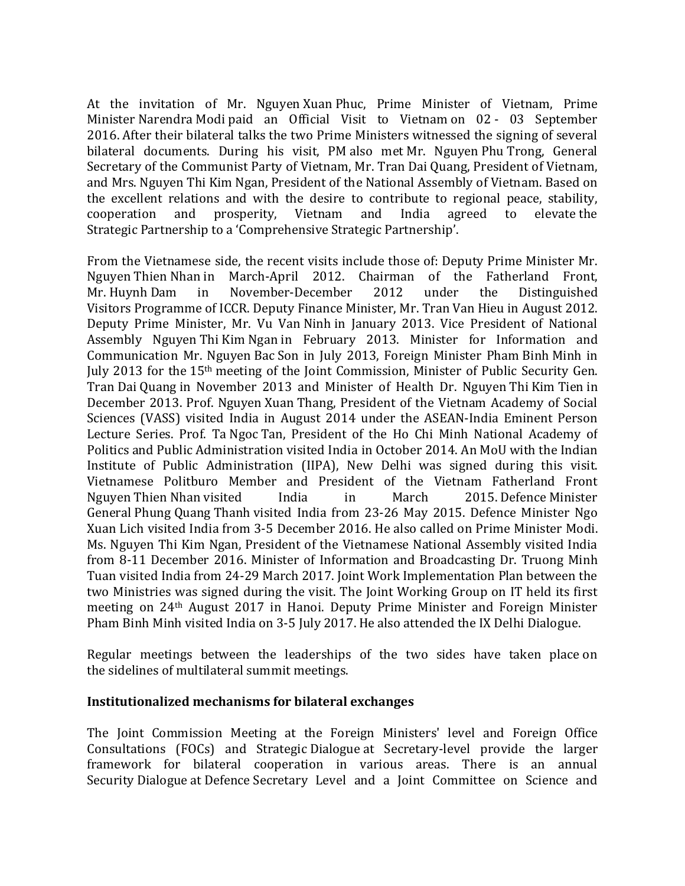At the invitation of Mr. Nguyen Xuan Phuc, Prime Minister of Vietnam, Prime Minister Narendra Modi paid an Official Visit to Vietnam on 02 - 03 September 2016. After their bilateral talks the two Prime Ministers witnessed the signing of several bilateral documents. During his visit, PM also met Mr. Nguyen Phu Trong, General Secretary of the Communist Party of Vietnam, Mr. Tran Dai Quang, President of Vietnam, and Mrs. Nguyen Thi Kim Ngan, President of the National Assembly of Vietnam. Based on the excellent relations and with the desire to contribute to regional peace, stability, cooperation and prosperity, Vietnam and India agreed to elevate the Strategic Partnership to a 'Comprehensive Strategic Partnership'.

From the Vietnamese side, the recent visits include those of: Deputy Prime Minister Mr. Nguyen Thien Nhan in March-April 2012. Chairman of the Fatherland Front, Mr. Huynh Dam in November-December 2012 under the Distinguished Visitors Programme of ICCR. Deputy Finance Minister, Mr. Tran Van Hieu in August 2012. Deputy Prime Minister, Mr. Vu Van Ninh in January 2013. Vice President of National Assembly Nguyen Thi Kim Ngan in February 2013. Minister for Information and Communication Mr. Nguyen Bac Son in July 2013, Foreign Minister Pham Binh Minh in July 2013 for the 15th meeting of the Joint Commission, Minister of Public Security Gen. Tran Dai Quang in November 2013 and Minister of Health Dr. Nguyen Thi Kim Tien in December 2013. Prof. Nguyen Xuan Thang, President of the Vietnam Academy of Social Sciences (VASS) visited India in August 2014 under the ASEAN-India Eminent Person Lecture Series. Prof. Ta Ngoc Tan, President of the Ho Chi Minh National Academy of Politics and Public Administration visited India in October 2014. An MoU with the Indian Institute of Public Administration (IIPA), New Delhi was signed during this visit. Vietnamese Politburo Member and President of the Vietnam Fatherland Front Nguyen Thien Nhan visited India in March 2015. Defence Minister General Phung Quang Thanh visited India from 23-26 May 2015. Defence Minister Ngo Xuan Lich visited India from 3-5 December 2016. He also called on Prime Minister Modi. Ms. Nguyen Thi Kim Ngan, President of the Vietnamese National Assembly visited India from 8-11 December 2016. Minister of Information and Broadcasting Dr. Truong Minh Tuan visited India from 24-29 March 2017. Joint Work Implementation Plan between the two Ministries was signed during the visit. The Joint Working Group on IT held its first meeting on 24th August 2017 in Hanoi. Deputy Prime Minister and Foreign Minister Pham Binh Minh visited India on 3-5 July 2017. He also attended the IX Delhi Dialogue.

Regular meetings between the leaderships of the two sides have taken place on the sidelines of multilateral summit meetings.

**Institutionalized mechanisms for bilateral exchanges**

The Joint Commission Meeting at the Foreign Ministers' level and Foreign Office Consultations (FOCs) and Strategic Dialogue at Secretary-level provide the larger framework for bilateral cooperation in various areas. There is an annual Security Dialogue at Defence Secretary Level and a Joint Committee on Science and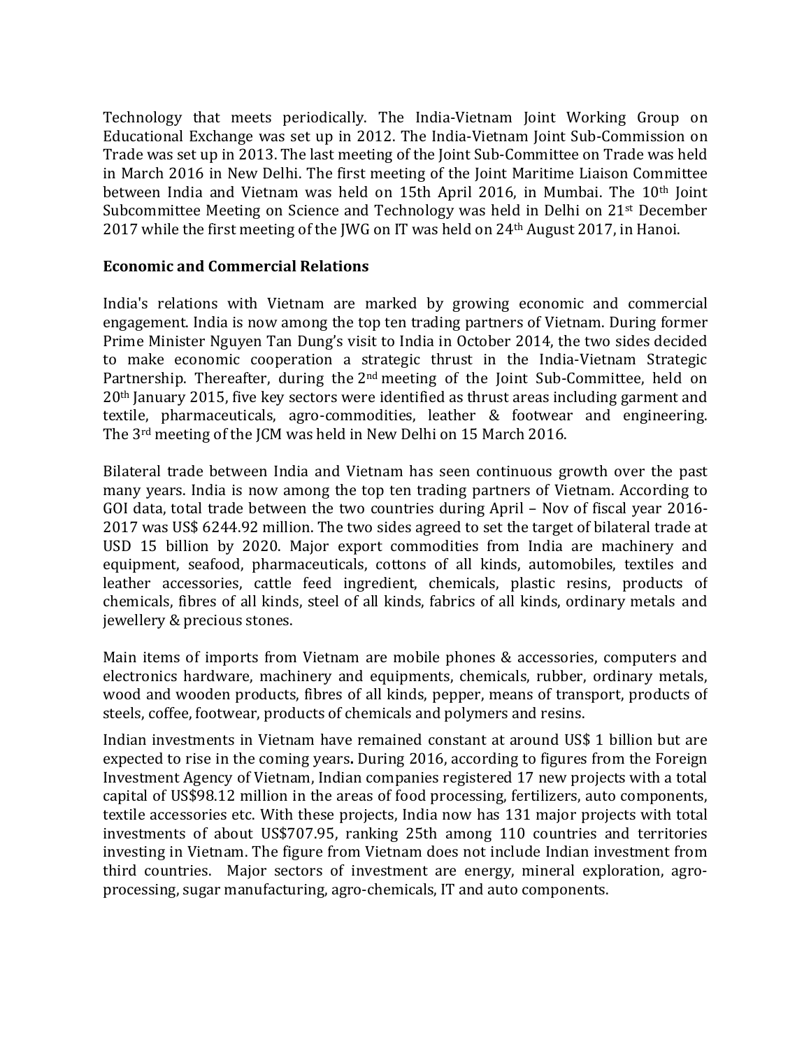Technology that meets periodically. The India-Vietnam Joint Working Group on Educational Exchange was set up in 2012. The India-Vietnam Joint Sub-Commission on Trade was set up in 2013. The last meeting of the Joint Sub-Committee on Trade was held in March 2016 in New Delhi. The first meeting of the Joint Maritime Liaison Committee between India and Vietnam was held on 15th April 2016, in Mumbai. The 10th Joint Subcommittee Meeting on Science and Technology was held in Delhi on 21st December 2017 while the first meeting of the JWG on IT was held on 24th August 2017, in Hanoi.

**Economic and Commercial Relations**

India's relations with Vietnam are marked by growing economic and commercial engagement. India is now among the top ten trading partners of Vietnam. During former Prime Minister Nguyen Tan Dung's visit to India in October 2014, the two sides decided to make economic cooperation a strategic thrust in the India-Vietnam Strategic Partnership. Thereafter, during the 2nd meeting of the Joint Sub-Committee, held on 20th January 2015, five key sectors were identified as thrust areas including garment and textile, pharmaceuticals, agro-commodities, leather & footwear and engineering. The 3rd meeting of the JCM was held in New Delhi on 15 March 2016.

Bilateral trade between India and Vietnam has seen continuous growth over the past many years. India is now among the top ten trading partners of Vietnam. According to GOI data, total trade between the two countries during April – Nov of fiscal year 2016-2017 was US$ 6244.92 million. The two sides agreed to set the target of bilateral trade at USD 15 billion by 2020. Major export commodities from India are machinery and equipment, seafood, pharmaceuticals, cottons of all kinds, automobiles, textiles and leather accessories, cattle feed ingredient, chemicals, plastic resins, products of chemicals, fibres of all kinds, steel of all kinds, fabrics of all kinds, ordinary metals and jewellery & precious stones.

Main items of imports from Vietnam are mobile phones & accessories, computers and electronics hardware, machinery and equipments, chemicals, rubber, ordinary metals, wood and wooden products, fibres of all kinds, pepper, means of transport, products of steels, coffee, footwear, products of chemicals and polymers and resins.

Indian investments in Vietnam have remained constant at around US$ 1 billion but are expected to rise in the coming years**.** During 2016, according to figures from the Foreign Investment Agency of Vietnam, Indian companies registered 17 new projects with a total capital of US$98.12 million in the areas of food processing, fertilizers, auto components, textile accessories etc. With these projects, India now has 131 major projects with total investments of about US$707.95, ranking 25th among 110 countries and territories investing in Vietnam. The figure from Vietnam does not include Indian investment from third countries. Major sectors of investment are energy, mineral exploration, agro-processing, sugar manufacturing, agro-chemicals, IT and auto components.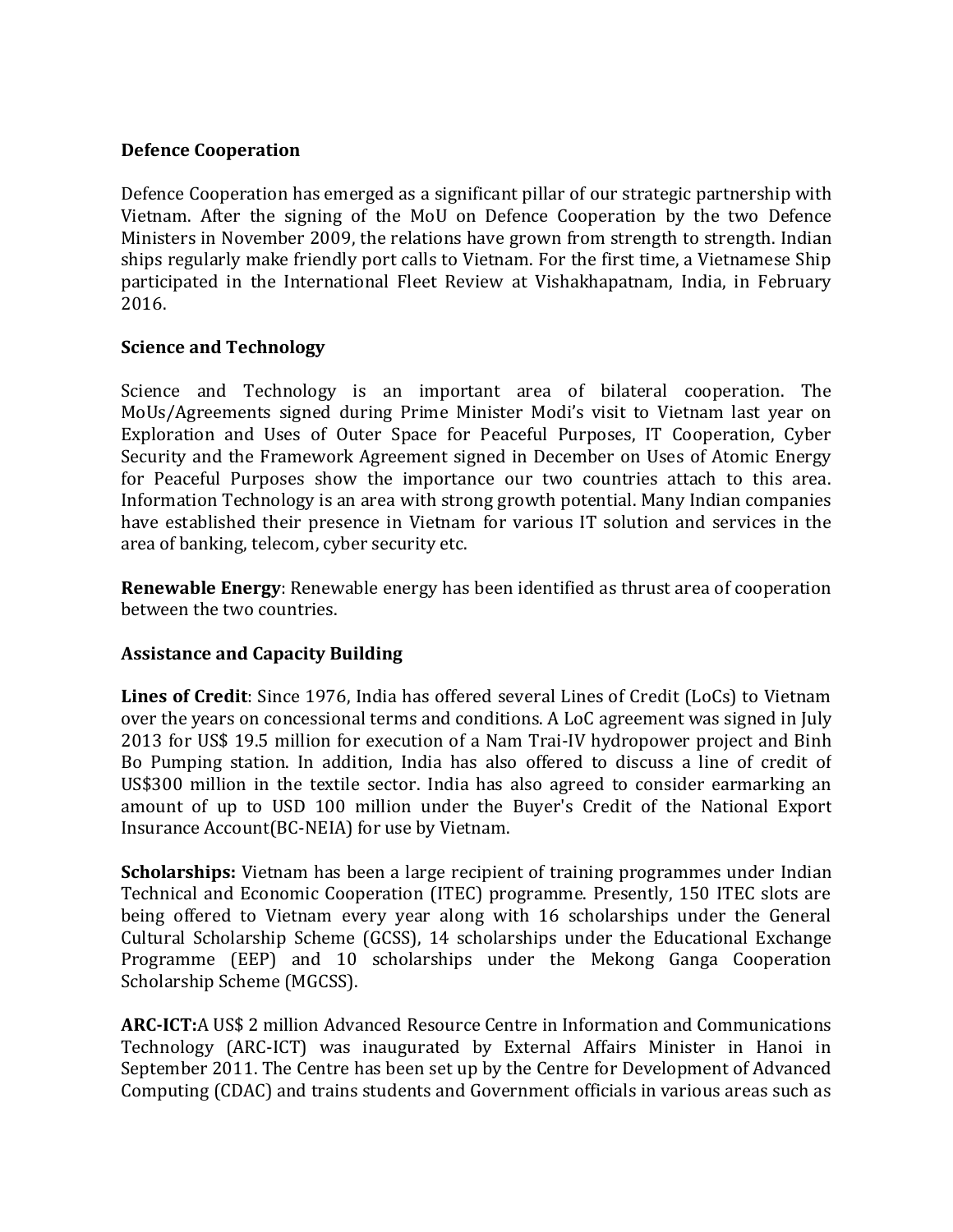## Defence Cooperation

Defence Cooperation has emerged as a significant pillar of our strategic partnership with Vietnam. After the signing of the MoU on Defence Cooperation by the two Defence Ministers in November 2009, the relations have grown from strength to strength. Indian ships regularly make friendly port calls to Vietnam. For the first time, a Vietnamese Ship participated in the International Fleet Review at Vishakhapatnam, India, in February 2016.

## Science and Technology

Science and Technology is an important area of bilateral cooperation. The MoUs/Agreements signed during Prime Minister Modi's visit to Vietnam last year on Exploration and Uses of Outer Space for Peaceful Purposes, IT Cooperation, Cyber Security and the Framework Agreement signed in December on Uses of Atomic Energy for Peaceful Purposes show the importance our two countries attach to this area. Information Technology is an area with strong growth potential. Many Indian companies have established their presence in Vietnam for various IT solution and services in the area of banking, telecom, cyber security etc.

**Renewable Energy**: Renewable energy has been identified as thrust area of cooperation between the two countries.

## Assistance and Capacity Building

**Lines of Credit**: Since 1976, India has offered several Lines of Credit (LoCs) to Vietnam over the years on concessional terms and conditions. A LoC agreement was signed in July 2013 for US$ 19.5 million for execution of a Nam Trai-IV hydropower project and Binh Bo Pumping station. In addition, India has also offered to discuss a line of credit of US$300 million in the textile sector. India has also agreed to consider earmarking an amount of up to USD 100 million under the Buyer's Credit of the National Export Insurance Account(BC-NEIA) for use by Vietnam.

**Scholarships:** Vietnam has been a large recipient of training programmes under Indian Technical and Economic Cooperation (ITEC) programme. Presently, 150 ITEC slots are being offered to Vietnam every year along with 16 scholarships under the General Cultural Scholarship Scheme (GCSS), 14 scholarships under the Educational Exchange Programme (EEP) and 10 scholarships under the Mekong Ganga Cooperation Scholarship Scheme (MGCSS).

**ARC-ICT:**A US$ 2 million Advanced Resource Centre in Information and Communications Technology (ARC-ICT) was inaugurated by External Affairs Minister in Hanoi in September 2011. The Centre has been set up by the Centre for Development of Advanced Computing (CDAC) and trains students and Government officials in various areas such as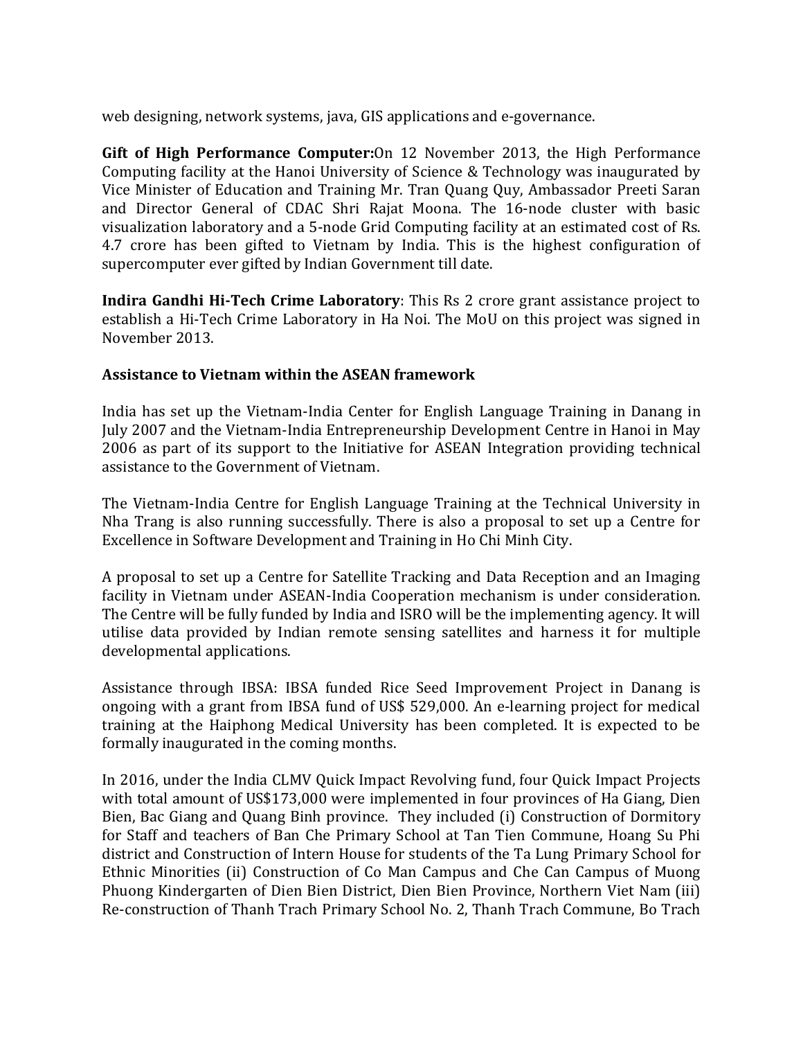web designing, network systems, java, GIS applications and e-governance.

**Gift of High Performance Computer:**On 12 November 2013, the High Performance Computing facility at the Hanoi University of Science & Technology was inaugurated by Vice Minister of Education and Training Mr. Tran Quang Quy, Ambassador Preeti Saran and Director General of CDAC Shri Rajat Moona. The 16-node cluster with basic visualization laboratory and a 5-node Grid Computing facility at an estimated cost of Rs. 4.7 crore has been gifted to Vietnam by India. This is the highest configuration of supercomputer ever gifted by Indian Government till date.

**Indira Gandhi Hi-Tech Crime Laboratory**: This Rs 2 crore grant assistance project to establish a Hi-Tech Crime Laboratory in Ha Noi. The MoU on this project was signed in November 2013.

**Assistance to Vietnam within the ASEAN framework**

India has set up the Vietnam-India Center for English Language Training in Danang in July 2007 and the Vietnam-India Entrepreneurship Development Centre in Hanoi in May 2006 as part of its support to the Initiative for ASEAN Integration providing technical assistance to the Government of Vietnam.

The Vietnam-India Centre for English Language Training at the Technical University in Nha Trang is also running successfully. There is also a proposal to set up a Centre for Excellence in Software Development and Training in Ho Chi Minh City.

A proposal to set up a Centre for Satellite Tracking and Data Reception and an Imaging facility in Vietnam under ASEAN-India Cooperation mechanism is under consideration. The Centre will be fully funded by India and ISRO will be the implementing agency. It will utilise data provided by Indian remote sensing satellites and harness it for multiple developmental applications.

Assistance through IBSA: IBSA funded Rice Seed Improvement Project in Danang is ongoing with a grant from IBSA fund of US$ 529,000. An e-learning project for medical training at the Haiphong Medical University has been completed. It is expected to be formally inaugurated in the coming months.

In 2016, under the India CLMV Quick Impact Revolving fund, four Quick Impact Projects with total amount of US$173,000 were implemented in four provinces of Ha Giang, Dien Bien, Bac Giang and Quang Binh province. They included (i) Construction of Dormitory for Staff and teachers of Ban Che Primary School at Tan Tien Commune, Hoang Su Phi district and Construction of Intern House for students of the Ta Lung Primary School for Ethnic Minorities (ii) Construction of Co Man Campus and Che Can Campus of Muong Phuong Kindergarten of Dien Bien District, Dien Bien Province, Northern Viet Nam (iii) Re-construction of Thanh Trach Primary School No. 2, Thanh Trach Commune, Bo Trach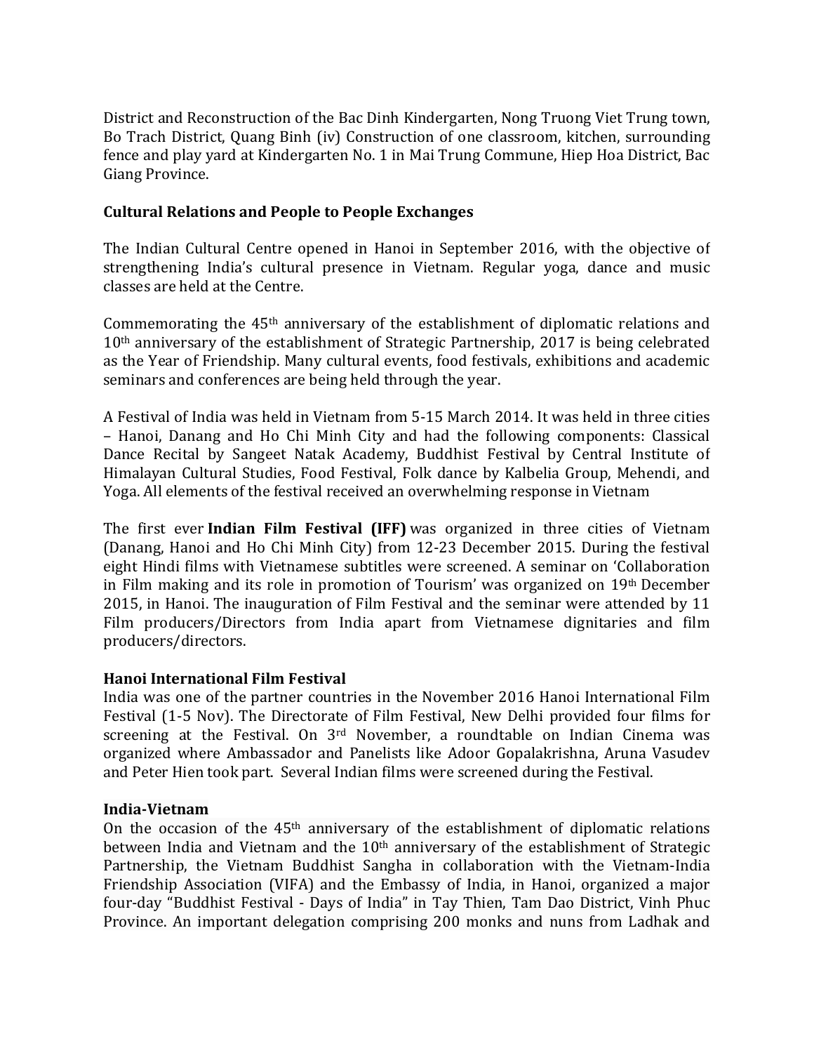District and Reconstruction of the Bac Dinh Kindergarten, Nong Truong Viet Trung town, Bo Trach District, Quang Binh (iv) Construction of one classroom, kitchen, surrounding fence and play yard at Kindergarten No. 1 in Mai Trung Commune, Hiep Hoa District, Bac Giang Province.

**Cultural Relations and People to People Exchanges**

The Indian Cultural Centre opened in Hanoi in September 2016, with the objective of strengthening India's cultural presence in Vietnam. Regular yoga, dance and music classes are held at the Centre.

Commemorating the 45th anniversary of the establishment of diplomatic relations and 10th anniversary of the establishment of Strategic Partnership, 2017 is being celebrated as the Year of Friendship. Many cultural events, food festivals, exhibitions and academic seminars and conferences are being held through the year.

A Festival of India was held in Vietnam from 5-15 March 2014. It was held in three cities – Hanoi, Danang and Ho Chi Minh City and had the following components: Classical Dance Recital by Sangeet Natak Academy, Buddhist Festival by Central Institute of Himalayan Cultural Studies, Food Festival, Folk dance by Kalbelia Group, Mehendi, and Yoga. All elements of the festival received an overwhelming response in Vietnam

The first ever **Indian Film Festival (IFF)** was organized in three cities of Vietnam (Danang, Hanoi and Ho Chi Minh City) from 12-23 December 2015. During the festival eight Hindi films with Vietnamese subtitles were screened. A seminar on 'Collaboration in Film making and its role in promotion of Tourism' was organized on 19th December 2015, in Hanoi. The inauguration of Film Festival and the seminar were attended by 11 Film producers/Directors from India apart from Vietnamese dignitaries and film producers/directors.

**Hanoi International Film Festival**

India was one of the partner countries in the November 2016 Hanoi International Film Festival (1-5 Nov). The Directorate of Film Festival, New Delhi provided four films for screening at the Festival. On 3rd November, a roundtable on Indian Cinema was organized where Ambassador and Panelists like Adoor Gopalakrishna, Aruna Vasudev and Peter Hien took part. Several Indian films were screened during the Festival.

**India-Vietnam**

On the occasion of the 45th anniversary of the establishment of diplomatic relations between India and Vietnam and the 10th anniversary of the establishment of Strategic Partnership, the Vietnam Buddhist Sangha in collaboration with the Vietnam-India Friendship Association (VIFA) and the Embassy of India, in Hanoi, organized a major four-day "Buddhist Festival - Days of India" in Tay Thien, Tam Dao District, Vinh Phuc Province. An important delegation comprising 200 monks and nuns from Ladhak and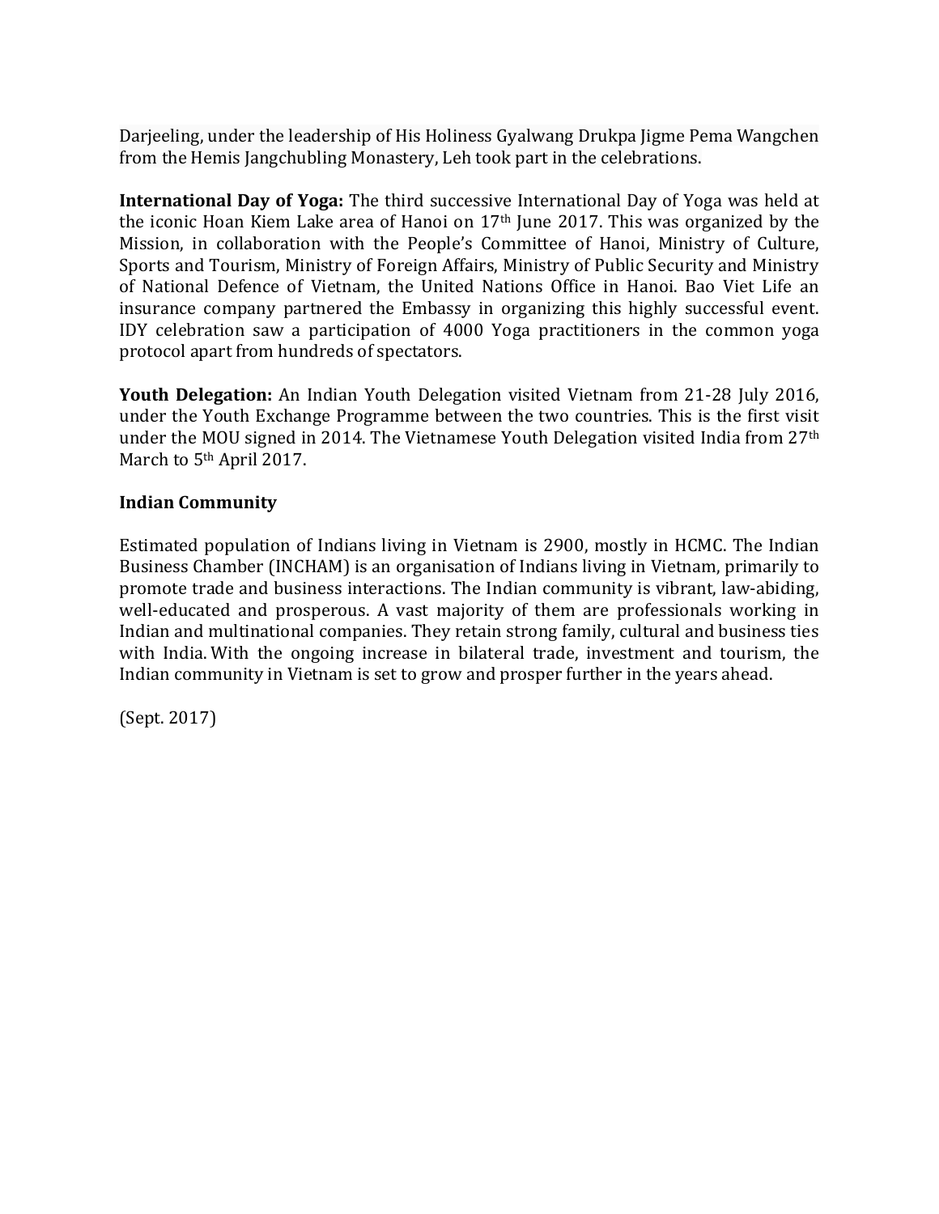Darjeeling, under the leadership of His Holiness Gyalwang Drukpa Jigme Pema Wangchen from the Hemis Jangchubling Monastery, Leh took part in the celebrations.

**International Day of Yoga:** The third successive International Day of Yoga was held at the iconic Hoan Kiem Lake area of Hanoi on 17th June 2017. This was organized by the Mission, in collaboration with the People's Committee of Hanoi, Ministry of Culture, Sports and Tourism, Ministry of Foreign Affairs, Ministry of Public Security and Ministry of National Defence of Vietnam, the United Nations Office in Hanoi. Bao Viet Life an insurance company partnered the Embassy in organizing this highly successful event. IDY celebration saw a participation of 4000 Yoga practitioners in the common yoga protocol apart from hundreds of spectators.

**Youth Delegation:** An Indian Youth Delegation visited Vietnam from 21-28 July 2016, under the Youth Exchange Programme between the two countries. This is the first visit under the MOU signed in 2014. The Vietnamese Youth Delegation visited India from 27th March to 5th April 2017.

**Indian Community**

Estimated population of Indians living in Vietnam is 2900, mostly in HCMC. The Indian Business Chamber (INCHAM) is an organisation of Indians living in Vietnam, primarily to promote trade and business interactions. The Indian community is vibrant, law-abiding, well-educated and prosperous. A vast majority of them are professionals working in Indian and multinational companies. They retain strong family, cultural and business ties with India. With the ongoing increase in bilateral trade, investment and tourism, the Indian community in Vietnam is set to grow and prosper further in the years ahead.

(Sept. 2017)